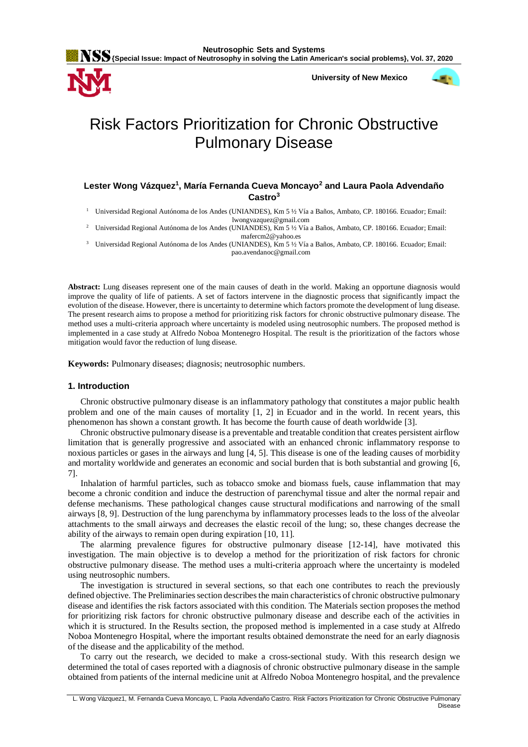# Risk Factors Prioritization for Chronic Obstructive Pulmonary Disease

**Lester Wong Vázquez[1], María Fernanda Cueva Moncayo[2] and Laura Paola Advendaño Castro[3]**

[1] Universidad Regional Autónoma de los Andes (UNIANDES), Km 5 ½ Vía a Baños, Ambato, CP. 180166. Ecuador; Email: lwongvazquez@gmail.com

[2] Universidad Regional Autónoma de los Andes (UNIANDES), Km 5 ½ Vía a Baños, Ambato, CP. 180166. Ecuador; Email: mafercm2@yahoo.es

[3] Universidad Regional Autónoma de los Andes (UNIANDES), Km 5 ½ Vía a Baños, Ambato, CP. 180166. Ecuador; Email: pao.avendanoc@gmail.com

**Abstract:** Lung diseases represent one of the main causes of death in the world. Making an opportune diagnosis would improve the quality of life of patients. A set of factors intervene in the diagnostic process that significantly impact the evolution of the disease. However, there is uncertainty to determine which factors promote the development of lung disease. The present research aims to propose a method for prioritizing risk factors for chronic obstructive pulmonary disease. The method uses a multi-criteria approach where uncertainty is modeled using neutrosophic numbers. The proposed method is implemented in a case study at Alfredo Noboa Montenegro Hospital. The result is the prioritization of the factors whose mitigation would favor the reduction of lung disease.

**Keywords:** Pulmonary diseases; diagnosis; neutrosophic numbers.

## 1. Introduction

Chronic obstructive pulmonary disease is an inflammatory pathology that constitutes a major public health problem and one of the main causes of mortality [1, 2] in Ecuador and in the world. In recent years, this phenomenon has shown a constant growth. It has become the fourth cause of death worldwide [3].

Chronic obstructive pulmonary disease is a preventable and treatable condition that creates persistent airflow limitation that is generally progressive and associated with an enhanced chronic inflammatory response to noxious particles or gases in the airways and lung [4, 5]. This disease is one of the leading causes of morbidity and mortality worldwide and generates an economic and social burden that is both substantial and growing [6, 7].

Inhalation of harmful particles, such as tobacco smoke and biomass fuels, cause inflammation that may become a chronic condition and induce the destruction of parenchymal tissue and alter the normal repair and defense mechanisms. These pathological changes cause structural modifications and narrowing of the small airways [8, 9]. Destruction of the lung parenchyma by inflammatory processes leads to the loss of the alveolar attachments to the small airways and decreases the elastic recoil of the lung; so, these changes decrease the ability of the airways to remain open during expiration [10, 11].

The alarming prevalence figures for obstructive pulmonary disease [12-14], have motivated this investigation. The main objective is to develop a method for the prioritization of risk factors for chronic obstructive pulmonary disease. The method uses a multi-criteria approach where the uncertainty is modeled using neutrosophic numbers.

The investigation is structured in several sections, so that each one contributes to reach the previously defined objective. The Preliminaries section describes the main characteristics of chronic obstructive pulmonary disease and identifies the risk factors associated with this condition. The Materials section proposes the method for prioritizing risk factors for chronic obstructive pulmonary disease and describe each of the activities in which it is structured. In the Results section, the proposed method is implemented in a case study at Alfredo Noboa Montenegro Hospital, where the important results obtained demonstrate the need for an early diagnosis of the disease and the applicability of the method.

To carry out the research, we decided to make a cross-sectional study. With this research design we determined the total of cases reported with a diagnosis of chronic obstructive pulmonary disease in the sample obtained from patients of the internal medicine unit at Alfredo Noboa Montenegro hospital, and the prevalence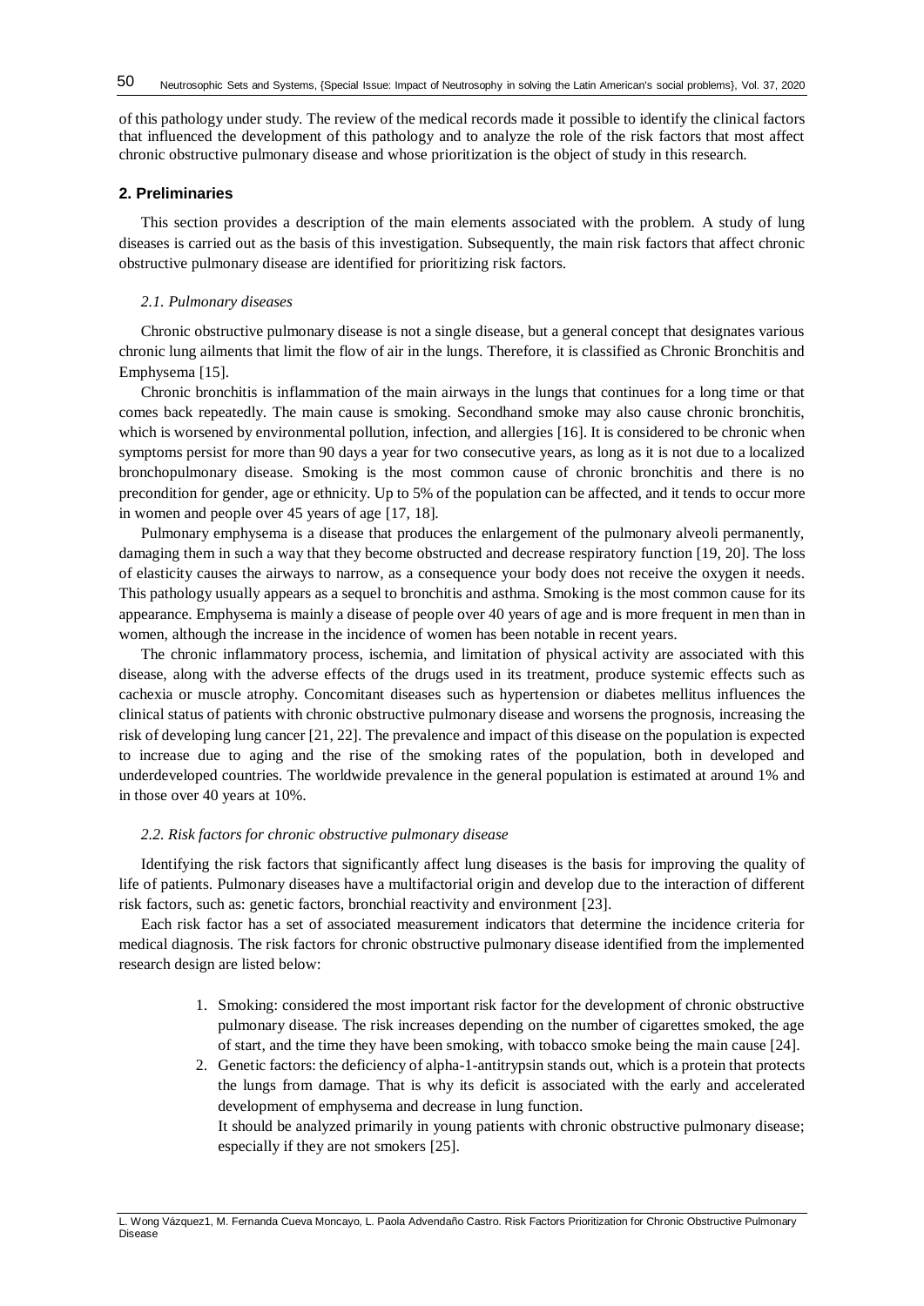of this pathology under study. The review of the medical records made it possible to identify the clinical factors that influenced the development of this pathology and to analyze the role of the risk factors that most affect chronic obstructive pulmonary disease and whose prioritization is the object of study in this research.

## 2. Preliminaries

This section provides a description of the main elements associated with the problem. A study of lung diseases is carried out as the basis of this investigation. Subsequently, the main risk factors that affect chronic obstructive pulmonary disease are identified for prioritizing risk factors.

### *2.1. Pulmonary diseases*

Chronic obstructive pulmonary disease is not a single disease, but a general concept that designates various chronic lung ailments that limit the flow of air in the lungs. Therefore, it is classified as Chronic Bronchitis and Emphysema [15].

Chronic bronchitis is inflammation of the main airways in the lungs that continues for a long time or that comes back repeatedly. The main cause is smoking. Secondhand smoke may also cause chronic bronchitis, which is worsened by environmental pollution, infection, and allergies [16]. It is considered to be chronic when symptoms persist for more than 90 days a year for two consecutive years, as long as it is not due to a localized bronchopulmonary disease. Smoking is the most common cause of chronic bronchitis and there is no precondition for gender, age or ethnicity. Up to 5% of the population can be affected, and it tends to occur more in women and people over 45 years of age [17, 18].

Pulmonary emphysema is a disease that produces the enlargement of the pulmonary alveoli permanently, damaging them in such a way that they become obstructed and decrease respiratory function [19, 20]. The loss of elasticity causes the airways to narrow, as a consequence your body does not receive the oxygen it needs. This pathology usually appears as a sequel to bronchitis and asthma. Smoking is the most common cause for its appearance. Emphysema is mainly a disease of people over 40 years of age and is more frequent in men than in women, although the increase in the incidence of women has been notable in recent years.

The chronic inflammatory process, ischemia, and limitation of physical activity are associated with this disease, along with the adverse effects of the drugs used in its treatment, produce systemic effects such as cachexia or muscle atrophy. Concomitant diseases such as hypertension or diabetes mellitus influences the clinical status of patients with chronic obstructive pulmonary disease and worsens the prognosis, increasing the risk of developing lung cancer [21, 22]. The prevalence and impact of this disease on the population is expected to increase due to aging and the rise of the smoking rates of the population, both in developed and underdeveloped countries. The worldwide prevalence in the general population is estimated at around 1% and in those over 40 years at 10%.

### *2.2. Risk factors for chronic obstructive pulmonary disease*

Identifying the risk factors that significantly affect lung diseases is the basis for improving the quality of life of patients. Pulmonary diseases have a multifactorial origin and develop due to the interaction of different risk factors, such as: genetic factors, bronchial reactivity and environment [23].

Each risk factor has a set of associated measurement indicators that determine the incidence criteria for medical diagnosis. The risk factors for chronic obstructive pulmonary disease identified from the implemented research design are listed below:

1. Smoking: considered the most important risk factor for the development of chronic obstructive pulmonary disease. The risk increases depending on the number of cigarettes smoked, the age of start, and the time they have been smoking, with tobacco smoke being the main cause [24].
2. Genetic factors: the deficiency of alpha-1-antitrypsin stands out, which is a protein that protects the lungs from damage. That is why its deficit is associated with the early and accelerated development of emphysema and decrease in lung function.
   It should be analyzed primarily in young patients with chronic obstructive pulmonary disease; especially if they are not smokers [25].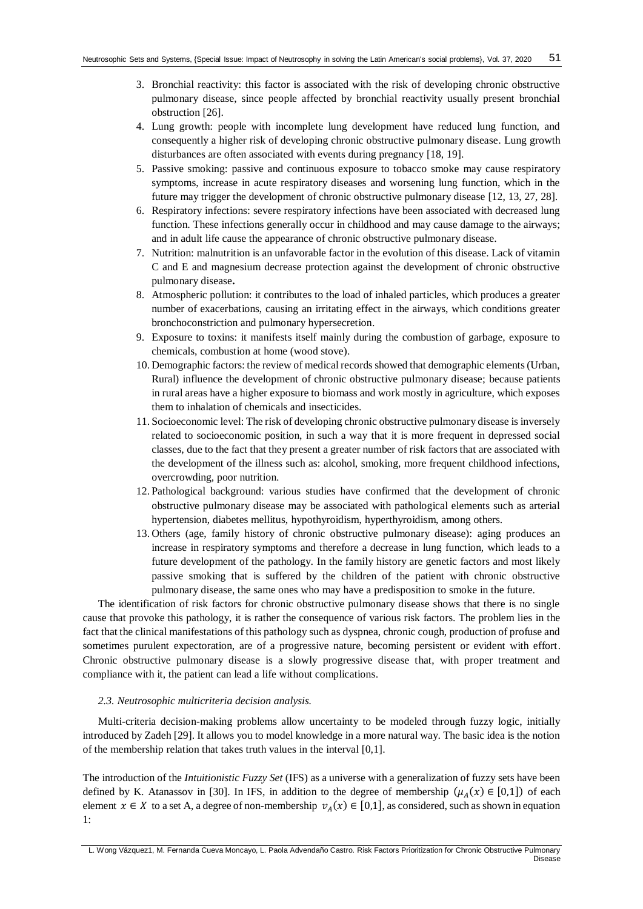3. Bronchial reactivity: this factor is associated with the risk of developing chronic obstructive pulmonary disease, since people affected by bronchial reactivity usually present bronchial obstruction [26].
4. Lung growth: people with incomplete lung development have reduced lung function, and consequently a higher risk of developing chronic obstructive pulmonary disease. Lung growth disturbances are often associated with events during pregnancy [18, 19].
5. Passive smoking: passive and continuous exposure to tobacco smoke may cause respiratory symptoms, increase in acute respiratory diseases and worsening lung function, which in the future may trigger the development of chronic obstructive pulmonary disease [12, 13, 27, 28].
6. Respiratory infections: severe respiratory infections have been associated with decreased lung function. These infections generally occur in childhood and may cause damage to the airways; and in adult life cause the appearance of chronic obstructive pulmonary disease.
7. Nutrition: malnutrition is an unfavorable factor in the evolution of this disease. Lack of vitamin C and E and magnesium decrease protection against the development of chronic obstructive pulmonary disease**.**
8. Atmospheric pollution: it contributes to the load of inhaled particles, which produces a greater number of exacerbations, causing an irritating effect in the airways, which conditions greater bronchoconstriction and pulmonary hypersecretion.
9. Exposure to toxins: it manifests itself mainly during the combustion of garbage, exposure to chemicals, combustion at home (wood stove).
10. Demographic factors: the review of medical records showed that demographic elements (Urban, Rural) influence the development of chronic obstructive pulmonary disease; because patients in rural areas have a higher exposure to biomass and work mostly in agriculture, which exposes them to inhalation of chemicals and insecticides.
11. Socioeconomic level: The risk of developing chronic obstructive pulmonary disease is inversely related to socioeconomic position, in such a way that it is more frequent in depressed social classes, due to the fact that they present a greater number of risk factors that are associated with the development of the illness such as: alcohol, smoking, more frequent childhood infections, overcrowding, poor nutrition.
12. Pathological background: various studies have confirmed that the development of chronic obstructive pulmonary disease may be associated with pathological elements such as arterial hypertension, diabetes mellitus, hypothyroidism, hyperthyroidism, among others.
13. Others (age, family history of chronic obstructive pulmonary disease): aging produces an increase in respiratory symptoms and therefore a decrease in lung function, which leads to a future development of the pathology. In the family history are genetic factors and most likely passive smoking that is suffered by the children of the patient with chronic obstructive pulmonary disease, the same ones who may have a predisposition to smoke in the future.

The identification of risk factors for chronic obstructive pulmonary disease shows that there is no single cause that provoke this pathology, it is rather the consequence of various risk factors. The problem lies in the fact that the clinical manifestations of this pathology such as dyspnea, chronic cough, production of profuse and sometimes purulent expectoration, are of a progressive nature, becoming persistent or evident with effort. Chronic obstructive pulmonary disease is a slowly progressive disease that, with proper treatment and compliance with it, the patient can lead a life without complications.

### *2.3. Neutrosophic multicriteria decision analysis.*

Multi-criteria decision-making problems allow uncertainty to be modeled through fuzzy logic, initially introduced by Zadeh [29]. It allows you to model knowledge in a more natural way. The basic idea is the notion of the membership relation that takes truth values in the interval [0,1].

The introduction of the *Intuitionistic Fuzzy Set* (IFS) as a universe with a generalization of fuzzy sets have been defined by K. Atanassov in [30]. In IFS, in addition to the degree of membership ($\mu_A(x) \in [0,1]$) of each element $x \in X$ to a set A, a degree of non-membership $v_A(x) \in [0,1]$, as considered, such as shown in equation 1: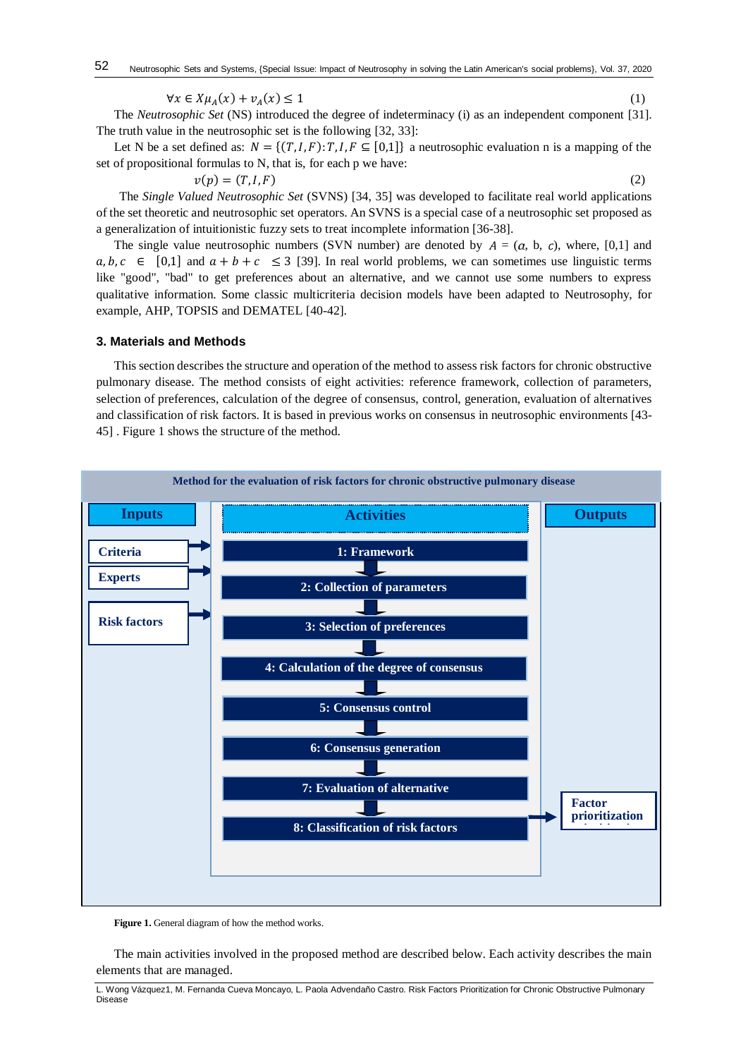$$\forall x \in X \mu_A(x) + \nu_A(x) \leq 1 \quad (1)$$

The *Neutrosophic Set* (NS) introduced the degree of indeterminacy (i) as an independent component [31]. The truth value in the neutrosophic set is the following [32, 33]:

Let N be a set defined as: $N = \{(T, I, F): T, I, F \subseteq [0,1]\}$ a neutrosophic evaluation n is a mapping of the set of propositional formulas to N, that is, for each p we have:

$$v(p) = (T, I, F) \quad (2)$$

The *Single Valued Neutrosophic Set* (SVNS) [34, 35] was developed to facilitate real world applications of the set theoretic and neutrosophic set operators. An SVNS is a special case of a neutrosophic set proposed as a generalization of intuitionistic fuzzy sets to treat incomplete information [36-38].

The single value neutrosophic numbers (SVN number) are denoted by $A = (a, b, c)$, where, [0,1] and $a, b, c \in [0,1]$ and $a + b + c \leq 3$ [39]. In real world problems, we can sometimes use linguistic terms like "good", "bad" to get preferences about an alternative, and we cannot use some numbers to express qualitative information. Some classic multicriteria decision models have been adapted to Neutrosophy, for example, AHP, TOPSIS and DEMATEL [40-42].

## 3. Materials and Methods

This section describes the structure and operation of the method to assess risk factors for chronic obstructive pulmonary disease. The method consists of eight activities: reference framework, collection of parameters, selection of preferences, calculation of the degree of consensus, control, generation, evaluation of alternatives and classification of risk factors. It is based in previous works on consensus in neutrosophic environments [43-45] . Figure 1 shows the structure of the method.

Method for the evaluation of risk factors for chronic obstructive pulmonary disease

| Inputs | Activities | Outputs |
|---|---|---|
| Criteria | 1: Framework | |
| Experts | 2: Collection of parameters | |
| Risk factors | 3: Selection of preferences | |
| | 4: Calculation of the degree of consensus | |
| | 5: Consensus control | |
| | 6: Consensus generation | |
| | 7: Evaluation of alternative | |
| | 8: Classification of risk factors | Factor prioritization |

**Figure 1.** General diagram of how the method works.

The main activities involved in the proposed method are described below. Each activity describes the main elements that are managed.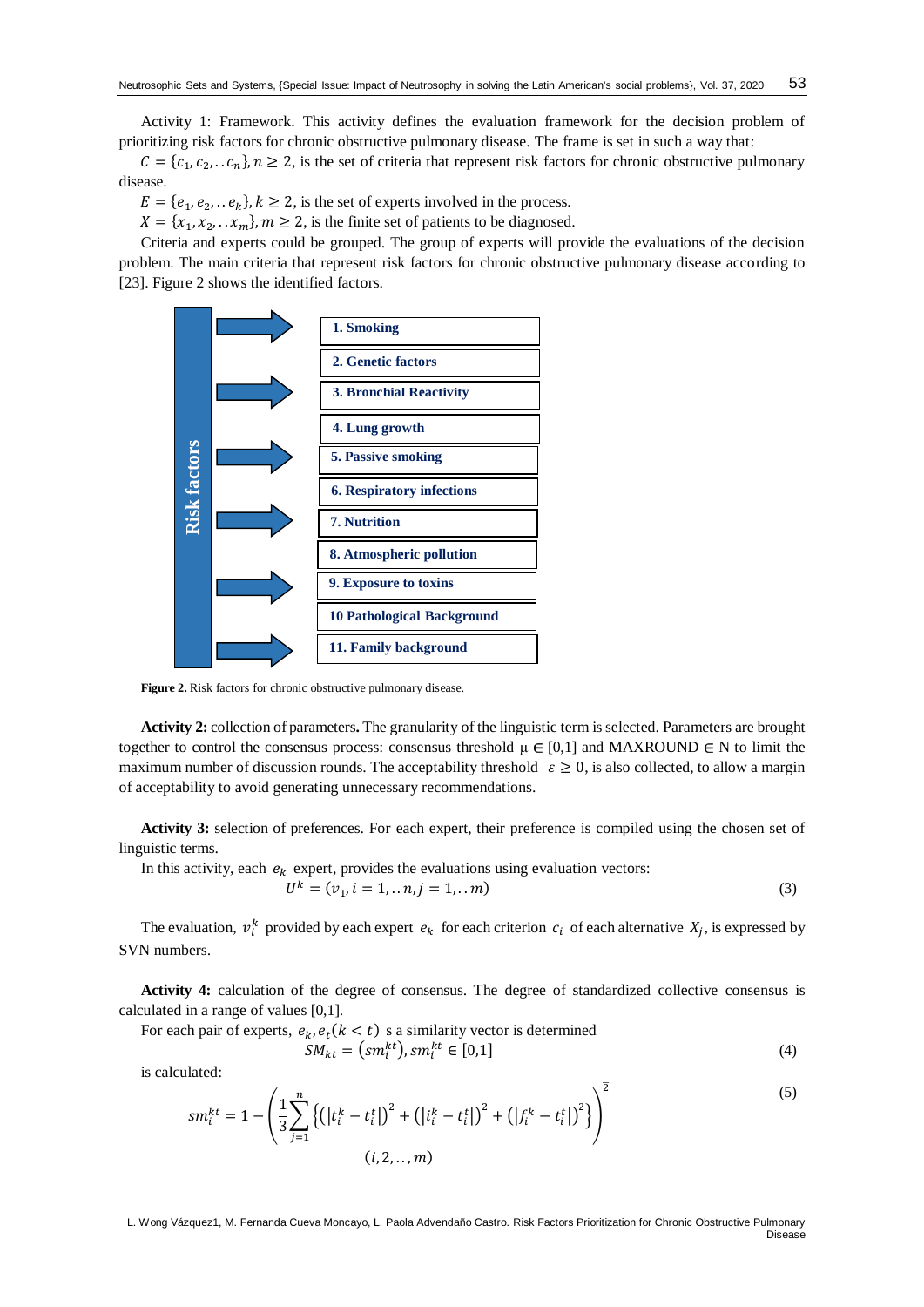Activity 1: Framework. This activity defines the evaluation framework for the decision problem of prioritizing risk factors for chronic obstructive pulmonary disease. The frame is set in such a way that:

$C = \{c_1, c_2, .. c_n\}, n \geq 2$, is the set of criteria that represent risk factors for chronic obstructive pulmonary disease.

$E = \{e_1, e_2, .. e_k\}, k \geq 2$, is the set of experts involved in the process.

$X = \{x_1, x_2, .. x_m\}, m \geq 2$, is the finite set of patients to be diagnosed.

Criteria and experts could be grouped. The group of experts will provide the evaluations of the decision problem. The main criteria that represent risk factors for chronic obstructive pulmonary disease according to [23]. Figure 2 shows the identified factors.

Risk factors

1. Smoking
2. Genetic factors
3. Bronchial Reactivity
4. Lung growth
5. Passive smoking
6. Respiratory infections
7. Nutrition
8. Atmospheric pollution
9. Exposure to toxins
10 Pathological Background
11. Family background

**Figure 2.** Risk factors for chronic obstructive pulmonary disease.

**Activity 2:** collection of parameters**.** The granularity of the linguistic term is selected. Parameters are brought together to control the consensus process: consensus threshold $\mu \in [0,1]$ and MAXROUND $\in$ N to limit the maximum number of discussion rounds. The acceptability threshold $\varepsilon \geq 0$, is also collected, to allow a margin of acceptability to avoid generating unnecessary recommendations.

**Activity 3:** selection of preferences. For each expert, their preference is compiled using the chosen set of linguistic terms.

In this activity, each $e_k$ expert, provides the evaluations using evaluation vectors:

$$U^k = (v_1, i = 1, .. n, j = 1, .. m) \tag{3}$$

The evaluation, $v_i^k$ provided by each expert $e_k$ for each criterion $c_i$ of each alternative $X_j$, is expressed by SVN numbers.

**Activity 4:** calculation of the degree of consensus. The degree of standardized collective consensus is calculated in a range of values [0,1].

For each pair of experts, $e_k, e_t (k < t)$ s a similarity vector is determined

$$SM_{kt} = (sm_i^{kt}), sm_i^{kt} \in [0,1] \tag{4}$$

is calculated:

$$sm_i^{kt} = 1 - \left( \frac{1}{3} \sum_{j=1}^{n} \left\{ \left( \left| t_i^k - t_i^t \right| \right)^2 + \left( \left| i_i^k - t_i^t \right| \right)^2 + \left( \left| f_i^k - t_i^t \right| \right)^2 \right\} \right)^{\frac{1}{2}} \tag{5}$$

$$(i, 2, .., m)$$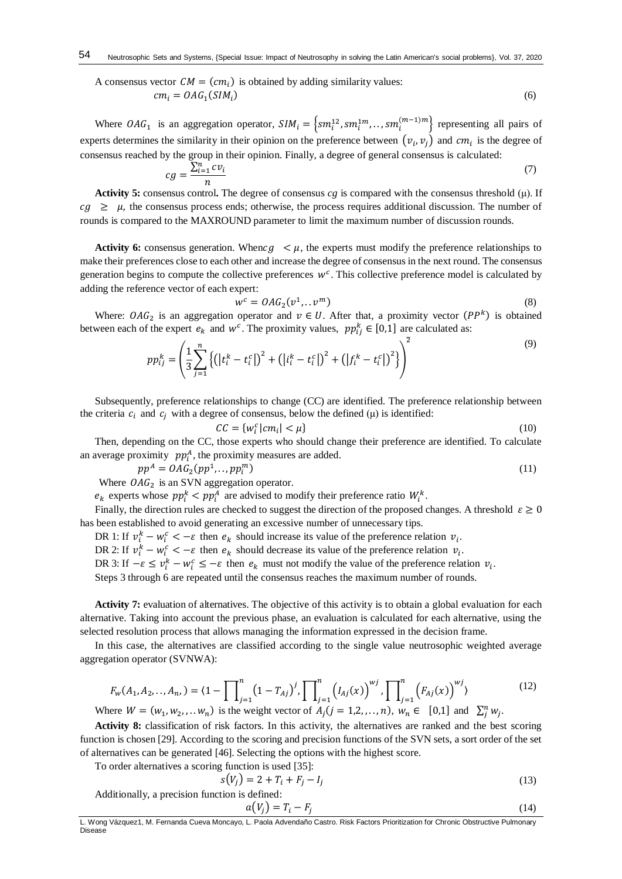A consensus vector $CM = (cm_i)$ is obtained by adding similarity values:

$$cm_i = OAG_1(SIM_i) \tag{6}$$

Where $OAG_1$ is an aggregation operator, $SIM_i = \left\{sm_i^{12}, sm_i^{1m}, .., sm_i^{(m-1)m}\right\}$ representing all pairs of experts determines the similarity in their opinion on the preference between $(v_i, v_j)$ and $cm_i$ is the degree of consensus reached by the group in their opinion. Finally, a degree of general consensus is calculated:

$$cg = \frac{\sum_{i=1}^{n} cv_i}{n} \tag{7}$$

**Activity 5:** consensus control**.** The degree of consensus *cg* is compared with the consensus threshold (μ). If $cg \geq \mu$, the consensus process ends; otherwise, the process requires additional discussion. The number of rounds is compared to the MAXROUND parameter to limit the maximum number of discussion rounds.

**Activity 6:** consensus generation. When$cg < \mu$, the experts must modify the preference relationships to make their preferences close to each other and increase the degree of consensus in the next round. The consensus generation begins to compute the collective preferences $w^c$. This collective preference model is calculated by adding the reference vector of each expert:

$$w^c = OAG_2(v^1, .. v^m) \tag{8}$$

Where: $OAG_2$ is an aggregation operator and $v \in U$. After that, a proximity vector $(PP^k)$ is obtained between each of the expert $e_k$ and $w^c$. The proximity values, $pp_{ij}^k \in [0,1]$ are calculated as:

$$pp_{ij}^k = \left(\frac{1}{3}\sum_{j=1}^{n}\left\{\left(\left|t_i^k - t_i^c\right|\right)^2 + \left(\left|i_i^k - t_i^c\right|\right)^2 + \left(\left|f_i^k - t_i^c\right|\right)^2\right\}\right)^{\frac{1}{2}} \tag{9}$$

Subsequently, preference relationships to change (CC) are identified. The preference relationship between the criteria $c_i$ and $c_j$ with a degree of consensus, below the defined (μ) is identified:

$$CC = \{w_i^c |cm_i| < \mu\} \tag{10}$$

Then, depending on the CC, those experts who should change their preference are identified. To calculate an average proximity $pp_i^A$, the proximity measures are added.

$$pp^A = OAG_2(pp^1, .., pp_i^m) \tag{11}$$

Where $OAG_2$ is an SVN aggregation operator.

$e_k$ experts whose $pp_i^k < pp_i^A$ are advised to modify their preference ratio $W_i^k$.

Finally, the direction rules are checked to suggest the direction of the proposed changes. A threshold $\varepsilon \geq 0$ has been established to avoid generating an excessive number of unnecessary tips.

DR 1: If $v_i^k - w_i^c < -\varepsilon$ then $e_k$ should increase its value of the preference relation $v_i$.

DR 2: If $v_i^k - w_i^c < -\varepsilon$ then $e_k$ should decrease its value of the preference relation $v_i$.

DR 3: If $-\varepsilon \leq v_i^k - w_i^c \leq -\varepsilon$ then $e_k$ must not modify the value of the preference relation $v_i$.

Steps 3 through 6 are repeated until the consensus reaches the maximum number of rounds.

**Activity 7:** evaluation of alternatives. The objective of this activity is to obtain a global evaluation for each alternative. Taking into account the previous phase, an evaluation is calculated for each alternative, using the selected resolution process that allows managing the information expressed in the decision frame.

In this case, the alternatives are classified according to the single value neutrosophic weighted average aggregation operator (SVNWA):

$$F_w(A_1, A_2, .., A_n,) = \langle 1 - \prod_{j=1}^{n}\left(1 - T_{Aj}\right)^{j}, \prod_{j=1}^{n}\left(I_{Aj}(x)\right)^{wj}, \prod_{j=1}^{n}\left(F_{Aj}(x)\right)^{wj}\rangle \tag{12}$$

Where $W = (w_1, w_2, .. w_n)$ is the weight vector of $A_j (j = 1,2, .., n)$, $w_n \in [0,1]$ and $\sum_j^n w_j$.

**Activity 8:** classification of risk factors. In this activity, the alternatives are ranked and the best scoring function is chosen [29]. According to the scoring and precision functions of the SVN sets, a sort order of the set of alternatives can be generated [46]. Selecting the options with the highest score.

To order alternatives a scoring function is used [35]:

$$s(V_j) = 2 + T_i + F_j - I_j \tag{13}$$

Additionally, a precision function is defined:

$$a(V_j) = T_i - F_j \tag{14}$$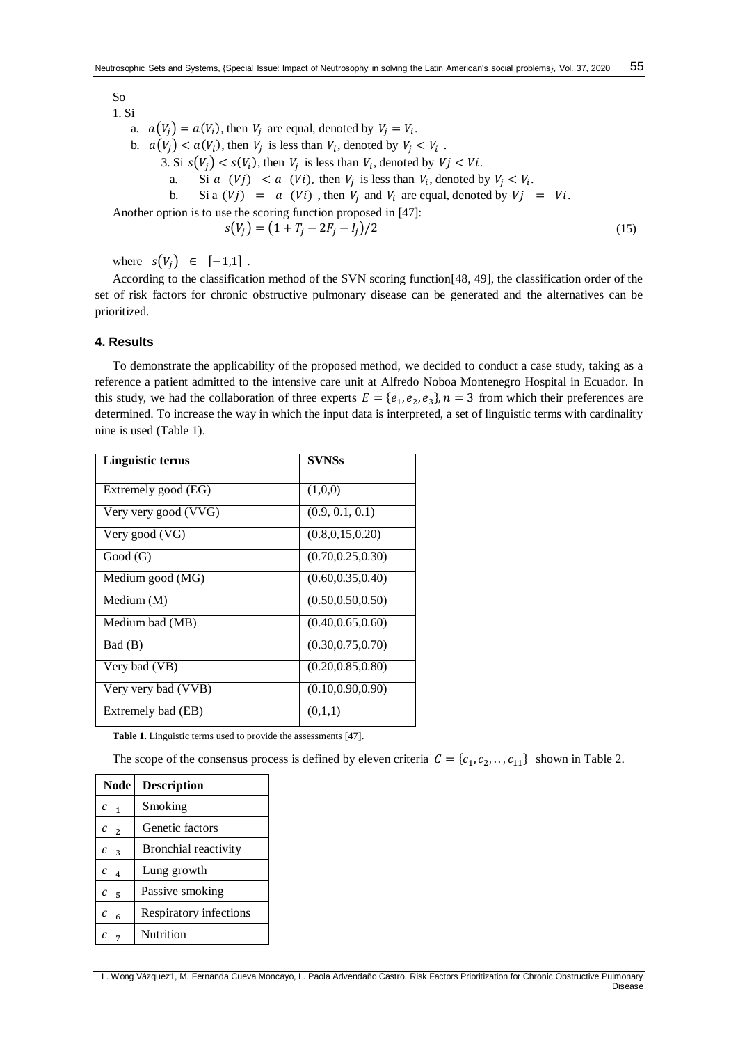So

1. Si
   a. $a(V_j) = a(V_i)$, then $V_j$ are equal, denoted by $V_j = V_i$.
   b. $a(V_j) < a(V_i)$, then $V_j$ is less than $V_i$, denoted by $V_j < V_i$ .

   3. Si $s(V_j) < s(V_i)$, then $V_j$ is less than $V_i$, denoted by $Vj < Vi$.
   a. Si $a\ (Vj)\ < a\ (Vi)$, then $V_j$ is less than $V_i$, denoted by $V_j < V_i$.
   b. Si a $(Vj)\ =\ a\ (Vi)$ , then $V_j$ and $V_i$ are equal, denoted by $Vj\ =\ Vi$.

Another option is to use the scoring function proposed in [47]:

$$s(V_j) = (1 + T_j - 2F_j - I_j)/2 \tag{15}$$

where $s(V_j)\ \in\ [-1,1]$ .

According to the classification method of the SVN scoring function[48, 49], the classification order of the set of risk factors for chronic obstructive pulmonary disease can be generated and the alternatives can be prioritized.

## 4. Results

To demonstrate the applicability of the proposed method, we decided to conduct a case study, taking as a reference a patient admitted to the intensive care unit at Alfredo Noboa Montenegro Hospital in Ecuador. In this study, we had the collaboration of three experts $E = \{e_1, e_2, e_3\}, n = 3$ from which their preferences are determined. To increase the way in which the input data is interpreted, a set of linguistic terms with cardinality nine is used (Table 1).

| Linguistic terms | SVNSs |
|---|---|
| Extremely good (EG) | (1,0,0) |
| Very very good (VVG) | (0.9, 0.1, 0.1) |
| Very good (VG) | (0.8,0,15,0.20) |
| Good (G) | (0.70,0.25,0.30) |
| Medium good (MG) | (0.60,0.35,0.40) |
| Medium (M) | (0.50,0.50,0.50) |
| Medium bad (MB) | (0.40,0.65,0.60) |
| Bad (B) | (0.30,0.75,0.70) |
| Very bad (VB) | (0.20,0.85,0.80) |
| Very very bad (VVB) | (0.10,0.90,0.90) |
| Extremely bad (EB) | (0,1,1) |

**Table 1.** Linguistic terms used to provide the assessments [47].

The scope of the consensus process is defined by eleven criteria $C = \{c_1, c_2, .., c_{11}\}$ shown in Table 2.

| Node | Description |
|---|---|
| $c_1$ | Smoking |
| $c_2$ | Genetic factors |
| $c_3$ | Bronchial reactivity |
| $c_4$ | Lung growth |
| $c_5$ | Passive smoking |
| $c_6$ | Respiratory infections |
| $c_7$ | Nutrition |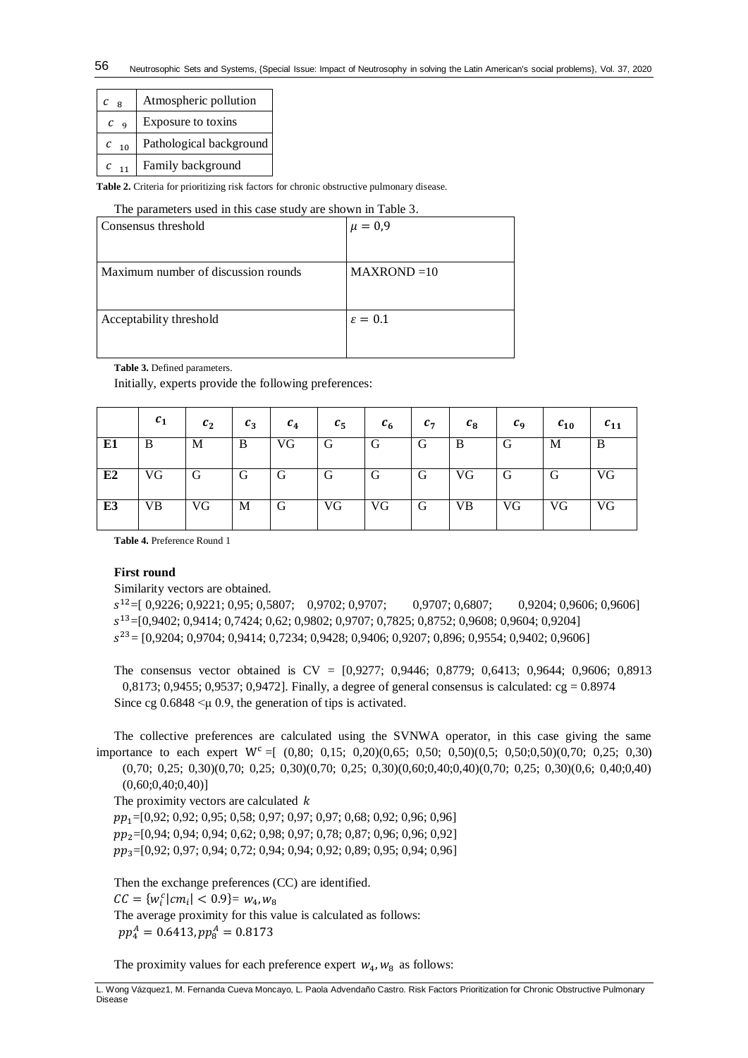| | |
|---|---|
| $c_8$ | Atmospheric pollution |
| $c_9$ | Exposure to toxins |
| $c_{10}$ | Pathological background |
| $c_{11}$ | Family background |

**Table 2.** Criteria for prioritizing risk factors for chronic obstructive pulmonary disease.

The parameters used in this case study are shown in Table 3.

| | |
|---|---|
| Consensus threshold | $\mu = 0{,}9$ |
| Maximum number of discussion rounds | MAXROND =10 |
| Acceptability threshold | $\varepsilon = 0.1$ |

**Table 3.** Defined parameters.

Initially, experts provide the following preferences:

| | $c_1$ | $c_2$ | $c_3$ | $c_4$ | $c_5$ | $c_6$ | $c_7$ | $c_8$ | $c_9$ | $c_{10}$ | $c_{11}$ |
|---|---|---|---|---|---|---|---|---|---|---|---|
| **E1** | B | M | B | VG | G | G | G | B | G | M | B |
| **E2** | VG | G | G | G | G | G | G | VG | G | G | VG |
| **E3** | VB | VG | M | G | VG | VG | G | VB | VG | VG | VG |

**Table 4.** Preference Round 1

**First round**

Similarity vectors are obtained.

$s^{12}$=[ 0,9226; 0,9221; 0,95; 0,5807; 0,9702; 0,9707; 0,9707; 0,6807; 0,9204; 0,9606; 0,9606]

$s^{13}$=[0,9402; 0,9414; 0,7424; 0,62; 0,9802; 0,9707; 0,7825; 0,8752; 0,9608; 0,9604; 0,9204]

$s^{23}$= [0,9204; 0,9704; 0,9414; 0,7234; 0,9428; 0,9406; 0,9207; 0,896; 0,9554; 0,9402; 0,9606]

The consensus vector obtained is CV = [0,9277; 0,9446; 0,8779; 0,6413; 0,9644; 0,9606; 0,8913 0,8173; 0,9455; 0,9537; 0,9472]. Finally, a degree of general consensus is calculated: cg = 0.8974

Since cg 0.6848 <μ 0.9, the generation of tips is activated.

The collective preferences are calculated using the SVNWA operator, in this case giving the same importance to each expert $W^c$ =[ (0,80; 0,15; 0,20)(0,65; 0,50; 0,50)(0,5; 0,50;0,50)(0,70; 0,25; 0,30)(0,70; 0,25; 0,30)(0,70; 0,25; 0,30)(0,70; 0,25; 0,30)(0,60;0,40;0,40)(0,70; 0,25; 0,30)(0,6; 0,40;0,40)(0,60;0,40;0,40)]

The proximity vectors are calculated $k$

$pp_1$=[0,92; 0,92; 0,95; 0,58; 0,97; 0,97; 0,97; 0,68; 0,92; 0,96; 0,96]

$pp_2$=[0,94; 0,94; 0,94; 0,62; 0,98; 0,97; 0,78; 0,87; 0,96; 0,96; 0,92]

$pp_3$=[0,92; 0,97; 0,94; 0,72; 0,94; 0,94; 0,92; 0,89; 0,95; 0,94; 0,96]

Then the exchange preferences (CC) are identified.

$CC = \{w_i^c | cm_i| < 0.9\} = w_4, w_8$

The average proximity for this value is calculated as follows:

$pp_4^A = 0.6413, pp_8^A = 0.8173$

The proximity values for each preference expert $w_4, w_8$ as follows: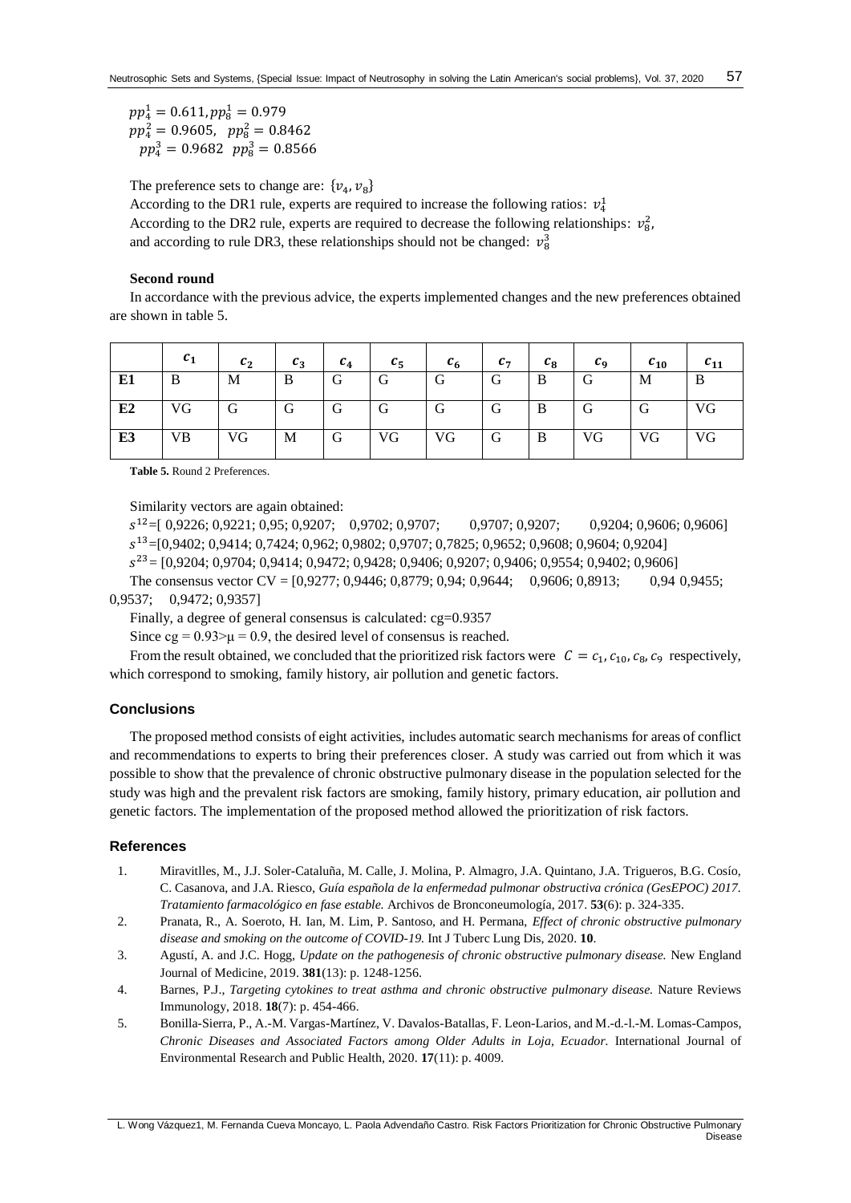$pp_4^1 = 0.611, pp_8^1 = 0.979$
$pp_4^2 = 0.9605, \ \ pp_8^2 = 0.8462$
$pp_4^3 = 0.9682 \ \ pp_8^3 = 0.8566$

The preference sets to change are: $\{v_4, v_8\}$
According to the DR1 rule, experts are required to increase the following ratios: $v_4^1$
According to the DR2 rule, experts are required to decrease the following relationships: $v_8^2$,
and according to rule DR3, these relationships should not be changed: $v_8^3$

**Second round**

In accordance with the previous advice, the experts implemented changes and the new preferences obtained are shown in table 5.

| | $c_1$ | $c_2$ | $c_3$ | $c_4$ | $c_5$ | $c_6$ | $c_7$ | $c_8$ | $c_9$ | $c_{10}$ | $c_{11}$ |
|---|---|---|---|---|---|---|---|---|---|---|---|
| **E1** | B | M | B | G | G | G | G | B | G | M | B |
| **E2** | VG | G | G | G | G | G | G | B | G | G | VG |
| **E3** | VB | VG | M | G | VG | VG | G | B | VG | VG | VG |

**Table 5.** Round 2 Preferences.

Similarity vectors are again obtained:

$s^{12}$=[ 0,9226; 0,9221; 0,95; 0,9207; 0,9702; 0,9707; 0,9707; 0,9207; 0,9204; 0,9606; 0,9606]
$s^{13}$=[0,9402; 0,9414; 0,7424; 0,962; 0,9802; 0,9707; 0,7825; 0,9652; 0,9608; 0,9604; 0,9204]
$s^{23}$= [0,9204; 0,9704; 0,9414; 0,9472; 0,9428; 0,9406; 0,9207; 0,9406; 0,9554; 0,9402; 0,9606]

The consensus vector CV = [0,9277; 0,9446; 0,8779; 0,94; 0,9644; 0,9606; 0,8913; 0,94 0,9455; 0,9537; 0,9472; 0,9357]

Finally, a degree of general consensus is calculated: cg=0.9357

Since cg = 0.93>μ = 0.9, the desired level of consensus is reached.

From the result obtained, we concluded that the prioritized risk factors were $C = c_1, c_{10}, c_8, c_9$ respectively, which correspond to smoking, family history, air pollution and genetic factors.

## Conclusions

The proposed method consists of eight activities, includes automatic search mechanisms for areas of conflict and recommendations to experts to bring their preferences closer. A study was carried out from which it was possible to show that the prevalence of chronic obstructive pulmonary disease in the population selected for the study was high and the prevalent risk factors are smoking, family history, primary education, air pollution and genetic factors. The implementation of the proposed method allowed the prioritization of risk factors.

## References

1. Miravitlles, M., J.J. Soler-Cataluña, M. Calle, J. Molina, P. Almagro, J.A. Quintano, J.A. Trigueros, B.G. Cosío, C. Casanova, and J.A. Riesco, *Guía española de la enfermedad pulmonar obstructiva crónica (GesEPOC) 2017. Tratamiento farmacológico en fase estable.* Archivos de Bronconeumología, 2017. **53**(6): p. 324-335.
2. Pranata, R., A. Soeroto, H. Ian, M. Lim, P. Santoso, and H. Permana, *Effect of chronic obstructive pulmonary disease and smoking on the outcome of COVID-19.* Int J Tuberc Lung Dis, 2020. **10**.
3. Agustí, A. and J.C. Hogg, *Update on the pathogenesis of chronic obstructive pulmonary disease.* New England Journal of Medicine, 2019. **381**(13): p. 1248-1256.
4. Barnes, P.J., *Targeting cytokines to treat asthma and chronic obstructive pulmonary disease.* Nature Reviews Immunology, 2018. **18**(7): p. 454-466.
5. Bonilla-Sierra, P., A.-M. Vargas-Martínez, V. Davalos-Batallas, F. Leon-Larios, and M.-d.-l.-M. Lomas-Campos, *Chronic Diseases and Associated Factors among Older Adults in Loja, Ecuador.* International Journal of Environmental Research and Public Health, 2020. **17**(11): p. 4009.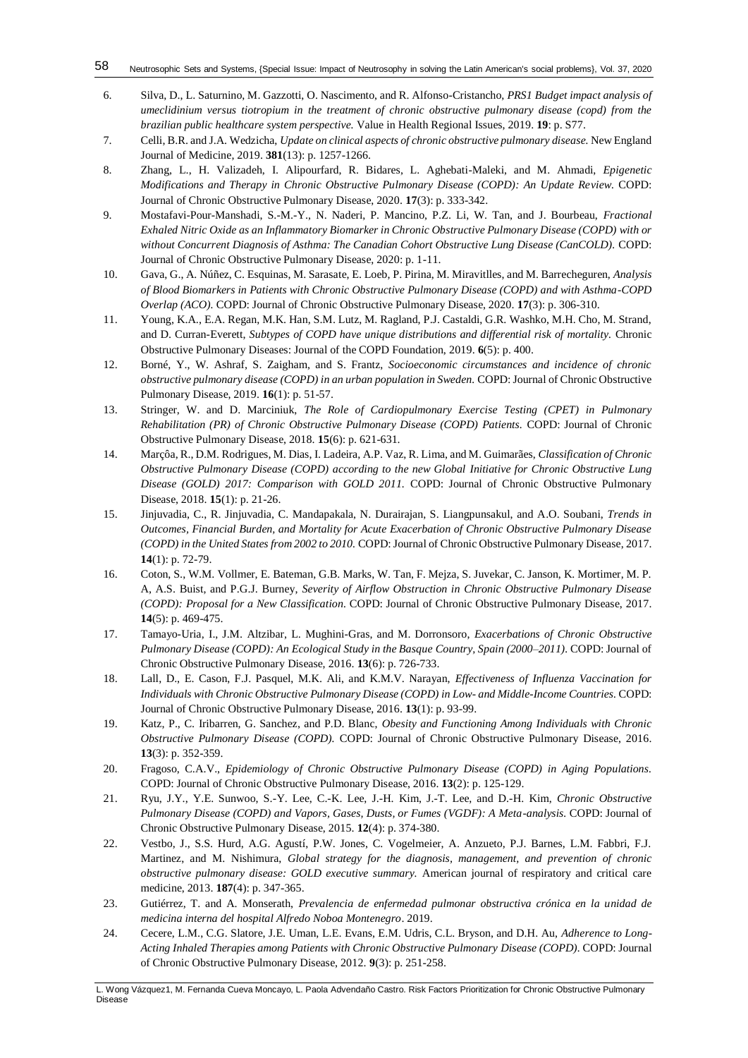6. Silva, D., L. Saturnino, M. Gazzotti, O. Nascimento, and R. Alfonso-Cristancho, *PRS1 Budget impact analysis of umeclidinium versus tiotropium in the treatment of chronic obstructive pulmonary disease (copd) from the brazilian public healthcare system perspective.* Value in Health Regional Issues, 2019. **19**: p. S77.
7. Celli, B.R. and J.A. Wedzicha, *Update on clinical aspects of chronic obstructive pulmonary disease.* New England Journal of Medicine, 2019. **381**(13): p. 1257-1266.
8. Zhang, L., H. Valizadeh, I. Alipourfard, R. Bidares, L. Aghebati-Maleki, and M. Ahmadi, *Epigenetic Modifications and Therapy in Chronic Obstructive Pulmonary Disease (COPD): An Update Review.* COPD: Journal of Chronic Obstructive Pulmonary Disease, 2020. **17**(3): p. 333-342.
9. Mostafavi-Pour-Manshadi, S.-M.-Y., N. Naderi, P. Mancino, P.Z. Li, W. Tan, and J. Bourbeau, *Fractional Exhaled Nitric Oxide as an Inflammatory Biomarker in Chronic Obstructive Pulmonary Disease (COPD) with or without Concurrent Diagnosis of Asthma: The Canadian Cohort Obstructive Lung Disease (CanCOLD).* COPD: Journal of Chronic Obstructive Pulmonary Disease, 2020: p. 1-11.
10. Gava, G., A. Núñez, C. Esquinas, M. Sarasate, E. Loeb, P. Pirina, M. Miravitlles, and M. Barrecheguren, *Analysis of Blood Biomarkers in Patients with Chronic Obstructive Pulmonary Disease (COPD) and with Asthma-COPD Overlap (ACO).* COPD: Journal of Chronic Obstructive Pulmonary Disease, 2020. **17**(3): p. 306-310.
11. Young, K.A., E.A. Regan, M.K. Han, S.M. Lutz, M. Ragland, P.J. Castaldi, G.R. Washko, M.H. Cho, M. Strand, and D. Curran-Everett, *Subtypes of COPD have unique distributions and differential risk of mortality.* Chronic Obstructive Pulmonary Diseases: Journal of the COPD Foundation, 2019. **6**(5): p. 400.
12. Borné, Y., W. Ashraf, S. Zaigham, and S. Frantz, *Socioeconomic circumstances and incidence of chronic obstructive pulmonary disease (COPD) in an urban population in Sweden.* COPD: Journal of Chronic Obstructive Pulmonary Disease, 2019. **16**(1): p. 51-57.
13. Stringer, W. and D. Marciniuk, *The Role of Cardiopulmonary Exercise Testing (CPET) in Pulmonary Rehabilitation (PR) of Chronic Obstructive Pulmonary Disease (COPD) Patients.* COPD: Journal of Chronic Obstructive Pulmonary Disease, 2018. **15**(6): p. 621-631.
14. Marçôa, R., D.M. Rodrigues, M. Dias, I. Ladeira, A.P. Vaz, R. Lima, and M. Guimarães, *Classification of Chronic Obstructive Pulmonary Disease (COPD) according to the new Global Initiative for Chronic Obstructive Lung Disease (GOLD) 2017: Comparison with GOLD 2011.* COPD: Journal of Chronic Obstructive Pulmonary Disease, 2018. **15**(1): p. 21-26.
15. Jinjuvadia, C., R. Jinjuvadia, C. Mandapakala, N. Durairajan, S. Liangpunsakul, and A.O. Soubani, *Trends in Outcomes, Financial Burden, and Mortality for Acute Exacerbation of Chronic Obstructive Pulmonary Disease (COPD) in the United States from 2002 to 2010.* COPD: Journal of Chronic Obstructive Pulmonary Disease, 2017. **14**(1): p. 72-79.
16. Coton, S., W.M. Vollmer, E. Bateman, G.B. Marks, W. Tan, F. Mejza, S. Juvekar, C. Janson, K. Mortimer, M. P. A, A.S. Buist, and P.G.J. Burney, *Severity of Airflow Obstruction in Chronic Obstructive Pulmonary Disease (COPD): Proposal for a New Classification.* COPD: Journal of Chronic Obstructive Pulmonary Disease, 2017. **14**(5): p. 469-475.
17. Tamayo-Uria, I., J.M. Altzibar, L. Mughini-Gras, and M. Dorronsoro, *Exacerbations of Chronic Obstructive Pulmonary Disease (COPD): An Ecological Study in the Basque Country, Spain (2000–2011).* COPD: Journal of Chronic Obstructive Pulmonary Disease, 2016. **13**(6): p. 726-733.
18. Lall, D., E. Cason, F.J. Pasquel, M.K. Ali, and K.M.V. Narayan, *Effectiveness of Influenza Vaccination for Individuals with Chronic Obstructive Pulmonary Disease (COPD) in Low- and Middle-Income Countries.* COPD: Journal of Chronic Obstructive Pulmonary Disease, 2016. **13**(1): p. 93-99.
19. Katz, P., C. Iribarren, G. Sanchez, and P.D. Blanc, *Obesity and Functioning Among Individuals with Chronic Obstructive Pulmonary Disease (COPD).* COPD: Journal of Chronic Obstructive Pulmonary Disease, 2016. **13**(3): p. 352-359.
20. Fragoso, C.A.V., *Epidemiology of Chronic Obstructive Pulmonary Disease (COPD) in Aging Populations.* COPD: Journal of Chronic Obstructive Pulmonary Disease, 2016. **13**(2): p. 125-129.
21. Ryu, J.Y., Y.E. Sunwoo, S.-Y. Lee, C.-K. Lee, J.-H. Kim, J.-T. Lee, and D.-H. Kim, *Chronic Obstructive Pulmonary Disease (COPD) and Vapors, Gases, Dusts, or Fumes (VGDF): A Meta-analysis.* COPD: Journal of Chronic Obstructive Pulmonary Disease, 2015. **12**(4): p. 374-380.
22. Vestbo, J., S.S. Hurd, A.G. Agustí, P.W. Jones, C. Vogelmeier, A. Anzueto, P.J. Barnes, L.M. Fabbri, F.J. Martinez, and M. Nishimura, *Global strategy for the diagnosis, management, and prevention of chronic obstructive pulmonary disease: GOLD executive summary.* American journal of respiratory and critical care medicine, 2013. **187**(4): p. 347-365.
23. Gutiérrez, T. and A. Monserath, *Prevalencia de enfermedad pulmonar obstructiva crónica en la unidad de medicina interna del hospital Alfredo Noboa Montenegro*. 2019.
24. Cecere, L.M., C.G. Slatore, J.E. Uman, L.E. Evans, E.M. Udris, C.L. Bryson, and D.H. Au, *Adherence to Long-Acting Inhaled Therapies among Patients with Chronic Obstructive Pulmonary Disease (COPD).* COPD: Journal of Chronic Obstructive Pulmonary Disease, 2012. **9**(3): p. 251-258.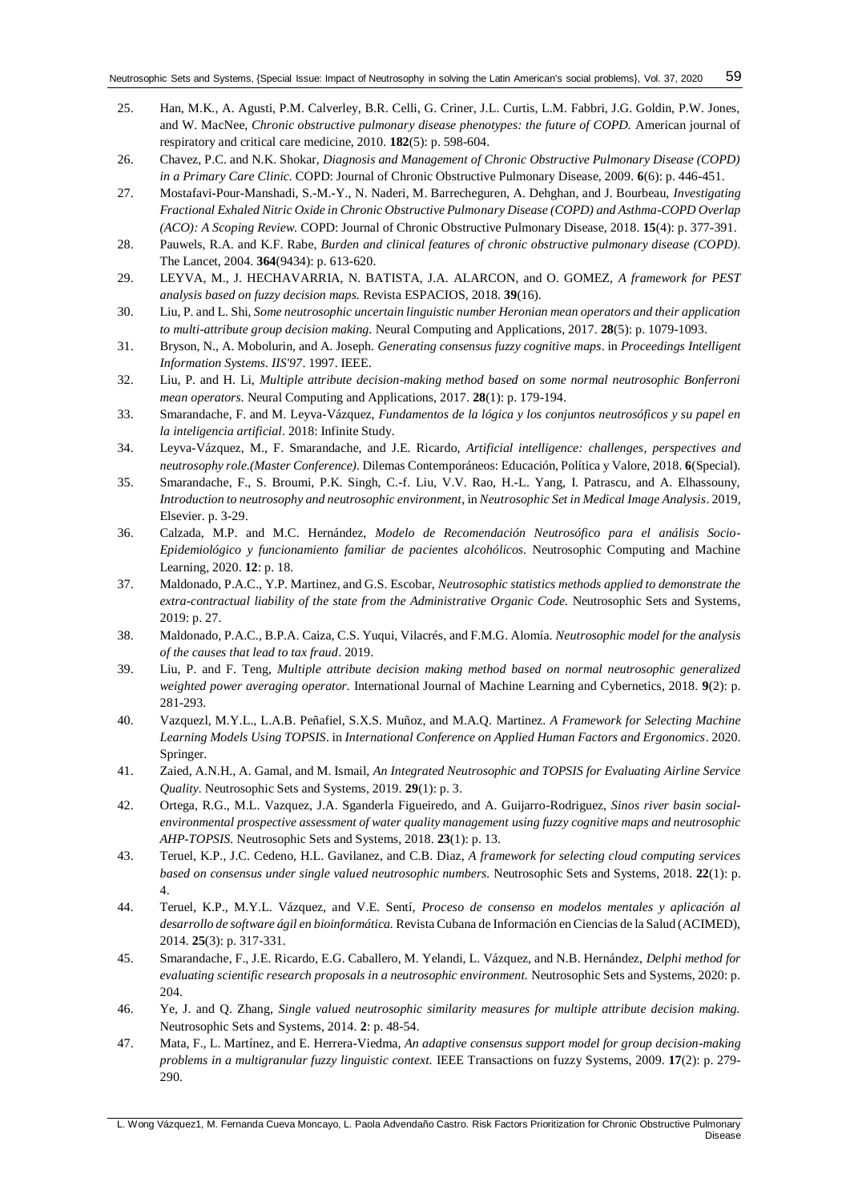25. Han, M.K., A. Agusti, P.M. Calverley, B.R. Celli, G. Criner, J.L. Curtis, L.M. Fabbri, J.G. Goldin, P.W. Jones, and W. MacNee, *Chronic obstructive pulmonary disease phenotypes: the future of COPD.* American journal of respiratory and critical care medicine, 2010. **182**(5): p. 598-604.
26. Chavez, P.C. and N.K. Shokar, *Diagnosis and Management of Chronic Obstructive Pulmonary Disease (COPD) in a Primary Care Clinic.* COPD: Journal of Chronic Obstructive Pulmonary Disease, 2009. **6**(6): p. 446-451.
27. Mostafavi-Pour-Manshadi, S.-M.-Y., N. Naderi, M. Barrecheguren, A. Dehghan, and J. Bourbeau, *Investigating Fractional Exhaled Nitric Oxide in Chronic Obstructive Pulmonary Disease (COPD) and Asthma-COPD Overlap (ACO): A Scoping Review.* COPD: Journal of Chronic Obstructive Pulmonary Disease, 2018. **15**(4): p. 377-391.
28. Pauwels, R.A. and K.F. Rabe, *Burden and clinical features of chronic obstructive pulmonary disease (COPD).* The Lancet, 2004. **364**(9434): p. 613-620.
29. LEYVA, M., J. HECHAVARRIA, N. BATISTA, J.A. ALARCON, and O. GOMEZ, *A framework for PEST analysis based on fuzzy decision maps.* Revista ESPACIOS, 2018. **39**(16).
30. Liu, P. and L. Shi, *Some neutrosophic uncertain linguistic number Heronian mean operators and their application to multi-attribute group decision making.* Neural Computing and Applications, 2017. **28**(5): p. 1079-1093.
31. Bryson, N., A. Mobolurin, and A. Joseph. *Generating consensus fuzzy cognitive maps*. in *Proceedings Intelligent Information Systems. IIS'97*. 1997. IEEE.
32. Liu, P. and H. Li, *Multiple attribute decision-making method based on some normal neutrosophic Bonferroni mean operators.* Neural Computing and Applications, 2017. **28**(1): p. 179-194.
33. Smarandache, F. and M. Leyva-Vázquez, *Fundamentos de la lógica y los conjuntos neutrosóficos y su papel en la inteligencia artificial*. 2018: Infinite Study.
34. Leyva-Vázquez, M., F. Smarandache, and J.E. Ricardo, *Artificial intelligence: challenges, perspectives and neutrosophy role.(Master Conference).* Dilemas Contemporáneos: Educación, Política y Valore, 2018. **6**(Special).
35. Smarandache, F., S. Broumi, P.K. Singh, C.-f. Liu, V.V. Rao, H.-L. Yang, I. Patrascu, and A. Elhassouny, *Introduction to neutrosophy and neutrosophic environment*, in *Neutrosophic Set in Medical Image Analysis*. 2019, Elsevier. p. 3-29.
36. Calzada, M.P. and M.C. Hernández, *Modelo de Recomendación Neutrosófico para el análisis Socio-Epidemiológico y funcionamiento familiar de pacientes alcohólicos.* Neutrosophic Computing and Machine Learning, 2020. **12**: p. 18.
37. Maldonado, P.A.C., Y.P. Martinez, and G.S. Escobar, *Neutrosophic statistics methods applied to demonstrate the extra-contractual liability of the state from the Administrative Organic Code.* Neutrosophic Sets and Systems, 2019: p. 27.
38. Maldonado, P.A.C., B.P.A. Caiza, C.S. Yuqui, Vilacrés, and F.M.G. Alomía. *Neutrosophic model for the analysis of the causes that lead to tax fraud*. 2019.
39. Liu, P. and F. Teng, *Multiple attribute decision making method based on normal neutrosophic generalized weighted power averaging operator.* International Journal of Machine Learning and Cybernetics, 2018. **9**(2): p. 281-293.
40. Vazquezl, M.Y.L., L.A.B. Peñafiel, S.X.S. Muñoz, and M.A.Q. Martinez. *A Framework for Selecting Machine Learning Models Using TOPSIS*. in *International Conference on Applied Human Factors and Ergonomics*. 2020. Springer.
41. Zaied, A.N.H., A. Gamal, and M. Ismail, *An Integrated Neutrosophic and TOPSIS for Evaluating Airline Service Quality.* Neutrosophic Sets and Systems, 2019. **29**(1): p. 3.
42. Ortega, R.G., M.L. Vazquez, J.A. Sganderla Figueiredo, and A. Guijarro-Rodriguez, *Sinos river basin social-environmental prospective assessment of water quality management using fuzzy cognitive maps and neutrosophic AHP-TOPSIS.* Neutrosophic Sets and Systems, 2018. **23**(1): p. 13.
43. Teruel, K.P., J.C. Cedeno, H.L. Gavilanez, and C.B. Diaz, *A framework for selecting cloud computing services based on consensus under single valued neutrosophic numbers.* Neutrosophic Sets and Systems, 2018. **22**(1): p. 4.
44. Teruel, K.P., M.Y.L. Vázquez, and V.E. Sentí, *Proceso de consenso en modelos mentales y aplicación al desarrollo de software ágil en bioinformática.* Revista Cubana de Información en Ciencias de la Salud (ACIMED), 2014. **25**(3): p. 317-331.
45. Smarandache, F., J.E. Ricardo, E.G. Caballero, M. Yelandi, L. Vázquez, and N.B. Hernández, *Delphi method for evaluating scientific research proposals in a neutrosophic environment.* Neutrosophic Sets and Systems, 2020: p. 204.
46. Ye, J. and Q. Zhang, *Single valued neutrosophic similarity measures for multiple attribute decision making.* Neutrosophic Sets and Systems, 2014. **2**: p. 48-54.
47. Mata, F., L. Martínez, and E. Herrera-Viedma, *An adaptive consensus support model for group decision-making problems in a multigranular fuzzy linguistic context.* IEEE Transactions on fuzzy Systems, 2009. **17**(2): p. 279-290.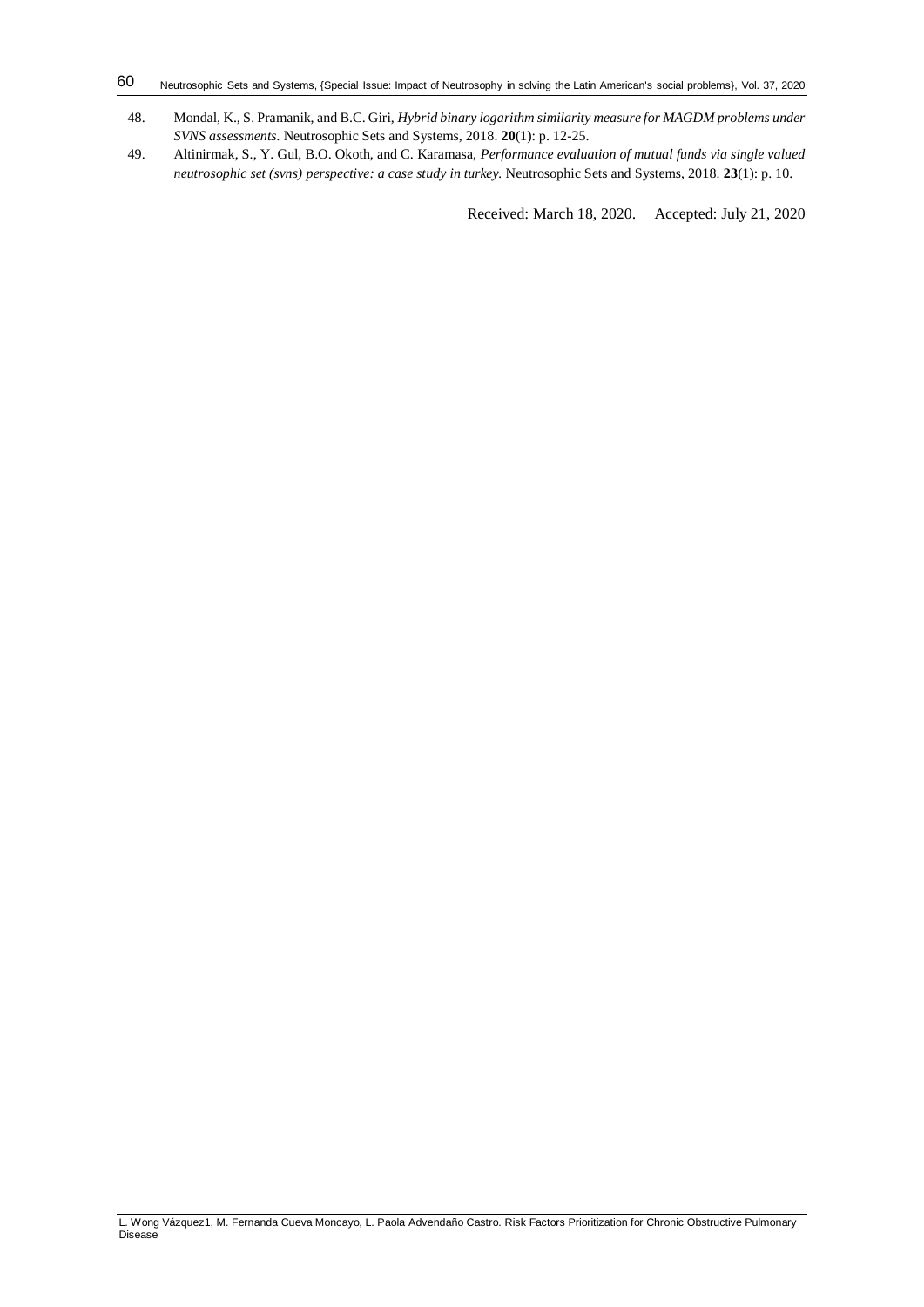48. Mondal, K., S. Pramanik, and B.C. Giri, *Hybrid binary logarithm similarity measure for MAGDM problems under SVNS assessments.* Neutrosophic Sets and Systems, 2018. **20**(1): p. 12-25.
49. Altinirmak, S., Y. Gul, B.O. Okoth, and C. Karamasa, *Performance evaluation of mutual funds via single valued neutrosophic set (svns) perspective: a case study in turkey.* Neutrosophic Sets and Systems, 2018. **23**(1): p. 10.

Received: March 18, 2020. Accepted: July 21, 2020